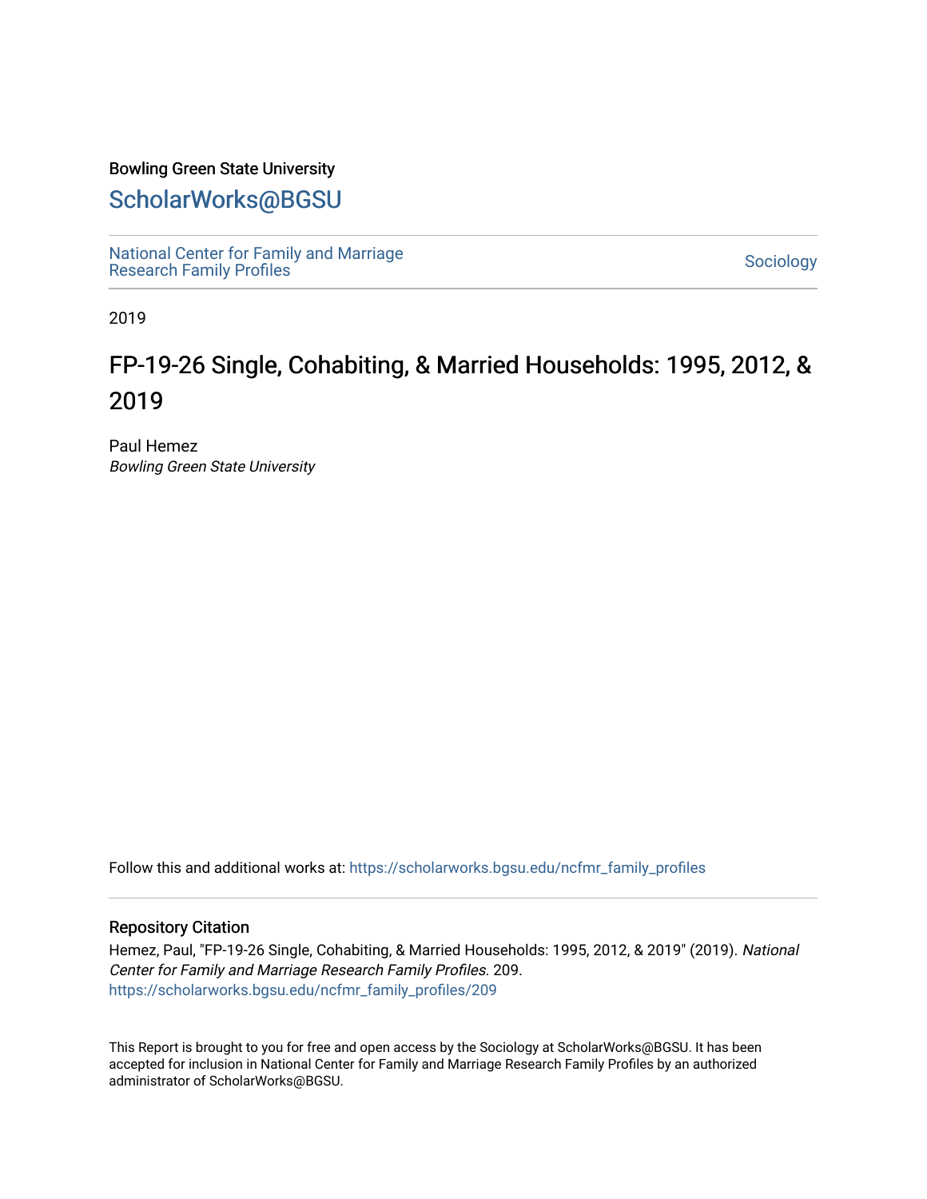Bowling Green State University

# ScholarWorks@BGSU

National Center for Family and Marriage Research Family Profiles

Sociology

2019

## FP-19-26 Single, Cohabiting, & Married Households: 1995, 2012, & 2019

Paul Hemez
*Bowling Green State University*

Follow this and additional works at: https://scholarworks.bgsu.edu/ncfmr_family_profiles

### Repository Citation

Hemez, Paul, "FP-19-26 Single, Cohabiting, & Married Households: 1995, 2012, & 2019" (2019). *National Center for Family and Marriage Research Family Profiles*. 209.
https://scholarworks.bgsu.edu/ncfmr_family_profiles/209

This Report is brought to you for free and open access by the Sociology at ScholarWorks@BGSU. It has been accepted for inclusion in National Center for Family and Marriage Research Family Profiles by an authorized administrator of ScholarWorks@BGSU.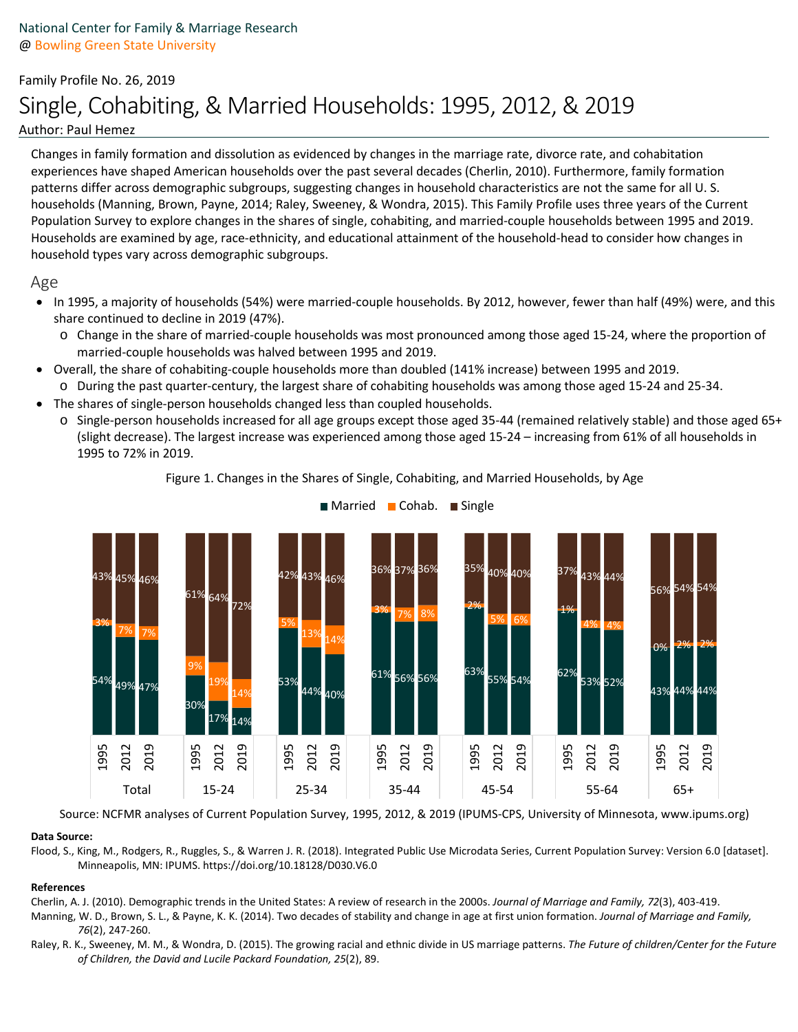National Center for Family & Marriage Research
@ Bowling Green State University

Family Profile No. 26, 2019

# Single, Cohabiting, & Married Households: 1995, 2012, & 2019

Author: Paul Hemez

Changes in family formation and dissolution as evidenced by changes in the marriage rate, divorce rate, and cohabitation experiences have shaped American households over the past several decades (Cherlin, 2010). Furthermore, family formation patterns differ across demographic subgroups, suggesting changes in household characteristics are not the same for all U. S. households (Manning, Brown, Payne, 2014; Raley, Sweeney, & Wondra, 2015). This Family Profile uses three years of the Current Population Survey to explore changes in the shares of single, cohabiting, and married-couple households between 1995 and 2019. Households are examined by age, race-ethnicity, and educational attainment of the household-head to consider how changes in household types vary across demographic subgroups.

## Age

- In 1995, a majority of households (54%) were married-couple households. By 2012, however, fewer than half (49%) were, and this share continued to decline in 2019 (47%).
  - Change in the share of married-couple households was most pronounced among those aged 15-24, where the proportion of married-couple households was halved between 1995 and 2019.
- Overall, the share of cohabiting-couple households more than doubled (141% increase) between 1995 and 2019.
  - During the past quarter-century, the largest share of cohabiting households was among those aged 15-24 and 25-34.
- The shares of single-person households changed less than coupled households.
  - Single-person households increased for all age groups except those aged 35-44 (remained relatively stable) and those aged 65+ (slight decrease). The largest increase was experienced among those aged 15-24 – increasing from 61% of all households in 1995 to 72% in 2019.

Figure 1. Changes in the Shares of Single, Cohabiting, and Married Households, by Age

| Age | Year | Married | Cohab. | Single |
|---|---|---|---|---|
| Total | 1995 | 54% | 3% | 43% |
| | 2012 | 49% | 7% | 45% |
| | 2019 | 47% | 7% | 46% |
| 15-24 | 1995 | 30% | 9% | 61% |
| | 2012 | 17% | 19% | 64% |
| | 2019 | 14% | 14% | 72% |
| 25-34 | 1995 | 53% | 5% | 42% |
| | 2012 | 44% | 13% | 43% |
| | 2019 | 40% | 14% | 46% |
| 35-44 | 1995 | 61% | 3% | 36% |
| | 2012 | 56% | 7% | 37% |
| | 2019 | 56% | 8% | 36% |
| 45-54 | 1995 | 63% | 2% | 35% |
| | 2012 | 55% | 5% | 40% |
| | 2019 | 54% | 6% | 40% |
| 55-64 | 1995 | 62% | 1% | 37% |
| | 2012 | 53% | 4% | 43% |
| | 2019 | 52% | 4% | 44% |
| 65+ | 1995 | 43% | 0% | 56% |
| | 2012 | 44% | 2% | 54% |
| | 2019 | 44% | 2% | 54% |

Source: NCFMR analyses of Current Population Survey, 1995, 2012, & 2019 (IPUMS-CPS, University of Minnesota, www.ipums.org)

**Data Source:**

Flood, S., King, M., Rodgers, R., Ruggles, S., & Warren J. R. (2018). Integrated Public Use Microdata Series, Current Population Survey: Version 6.0 [dataset]. Minneapolis, MN: IPUMS. https://doi.org/10.18128/D030.V6.0

**References**

Cherlin, A. J. (2010). Demographic trends in the United States: A review of research in the 2000s. *Journal of Marriage and Family, 72*(3), 403-419.

Manning, W. D., Brown, S. L., & Payne, K. K. (2014). Two decades of stability and change in age at first union formation. *Journal of Marriage and Family, 76*(2), 247-260.

Raley, R. K., Sweeney, M. M., & Wondra, D. (2015). The growing racial and ethnic divide in US marriage patterns. *The Future of children/Center for the Future of Children, the David and Lucile Packard Foundation, 25*(2), 89.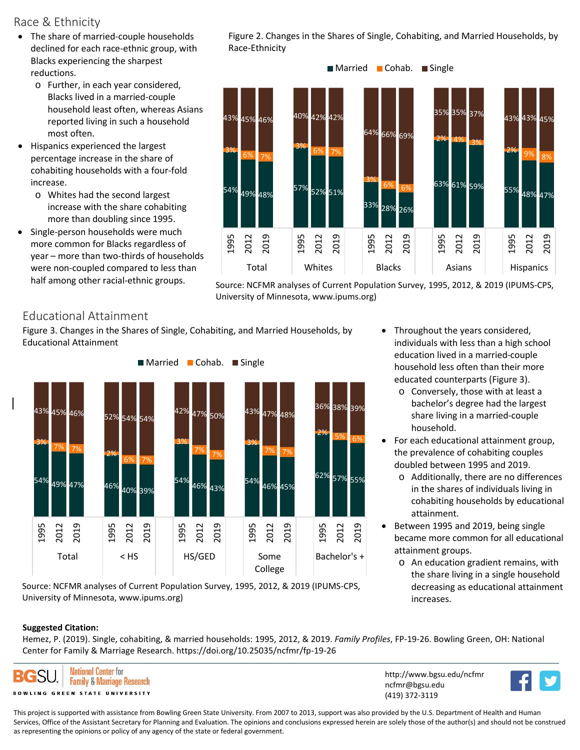## Race & Ethnicity

- The share of married-couple households declined for each race-ethnic group, with Blacks experiencing the sharpest reductions.
  - Further, in each year considered, Blacks lived in a married-couple household least often, whereas Asians reported living in such a household most often.
- Hispanics experienced the largest percentage increase in the share of cohabiting households with a four-fold increase.
  - Whites had the second largest increase with the share cohabiting more than doubling since 1995.
- Single-person households were much more common for Blacks regardless of year – more than two-thirds of households were non-coupled compared to less than half among other racial-ethnic groups.

Figure 2. Changes in the Shares of Single, Cohabiting, and Married Households, by Race-Ethnicity

Married  Cohab.  Single

Total: 1995 — 54%, 3%, 43%; 2012 — 49%, 6%, 45%; 2019 — 48%, 7%, 46%

Whites: 1995 — 57%, 3%, 40%; 2012 — 52%, 6%, 42%; 2019 — 51%, 7%, 42%

Blacks: 1995 — 33%, 3%, 64%; 2012 — 28%, 6%, 66%; 2019 — 26%, 6%, 69%

Asians: 1995 — 63%, 2%, 35%; 2012 — 61%, 4%, 35%; 2019 — 59%, 3%, 37%

Hispanics: 1995 — 55%, 2%, 43%; 2012 — 48%, 9%, 43%; 2019 — 47%, 8%, 45%

Source: NCFMR analyses of Current Population Survey, 1995, 2012, & 2019 (IPUMS-CPS, University of Minnesota, www.ipums.org)

## Educational Attainment

Figure 3. Changes in the Shares of Single, Cohabiting, and Married Households, by Educational Attainment

Married  Cohab.  Single

Total: 1995 — 54%, 3%, 43%; 2012 — 49%, 7%, 45%; 2019 — 47%, 7%, 46%

< HS: 1995 — 46%, 2%, 52%; 2012 — 40%, 6%, 54%; 2019 — 39%, 7%, 54%

HS/GED: 1995 — 54%, 3%, 42%; 2012 — 46%, 7%, 47%; 2019 — 43%, 7%, 50%

Some College: 1995 — 54%, 3%, 43%; 2012 — 46%, 7%, 47%; 2019 — 45%, 7%, 48%

Bachelor's +: 1995 — 62%, 2%, 36%; 2012 — 57%, 5%, 38%; 2019 — 55%, 6%, 39%

Source: NCFMR analyses of Current Population Survey, 1995, 2012, & 2019 (IPUMS-CPS, University of Minnesota, www.ipums.org)

- Throughout the years considered, individuals with less than a high school education lived in a married-couple household less often than their more educated counterparts (Figure 3).
  - Conversely, those with at least a bachelor's degree had the largest share living in a married-couple household.
- For each educational attainment group, the prevalence of cohabiting couples doubled between 1995 and 2019.
  - Additionally, there are no differences in the shares of individuals living in cohabiting households by educational attainment.
- Between 1995 and 2019, being single became more common for all educational attainment groups.
  - An education gradient remains, with the share living in a single household decreasing as educational attainment increases.

**Suggested Citation:**

Hemez, P. (2019). Single, cohabiting, & married households: 1995, 2012, & 2019. *Family Profiles*, FP-19-26. Bowling Green, OH: National Center for Family & Marriage Research. https://doi.org/10.25035/ncfmr/fp-19-26

BGSU. National Center for Family & Marriage Research
BOWLING GREEN STATE UNIVERSITY

http://www.bgsu.edu/ncfmr
ncfmr@bgsu.edu
(419) 372-3119

This project is supported with assistance from Bowling Green State University. From 2007 to 2013, support was also provided by the U.S. Department of Health and Human Services, Office of the Assistant Secretary for Planning and Evaluation. The opinions and conclusions expressed herein are solely those of the author(s) and should not be construed as representing the opinions or policy of any agency of the state or federal government.